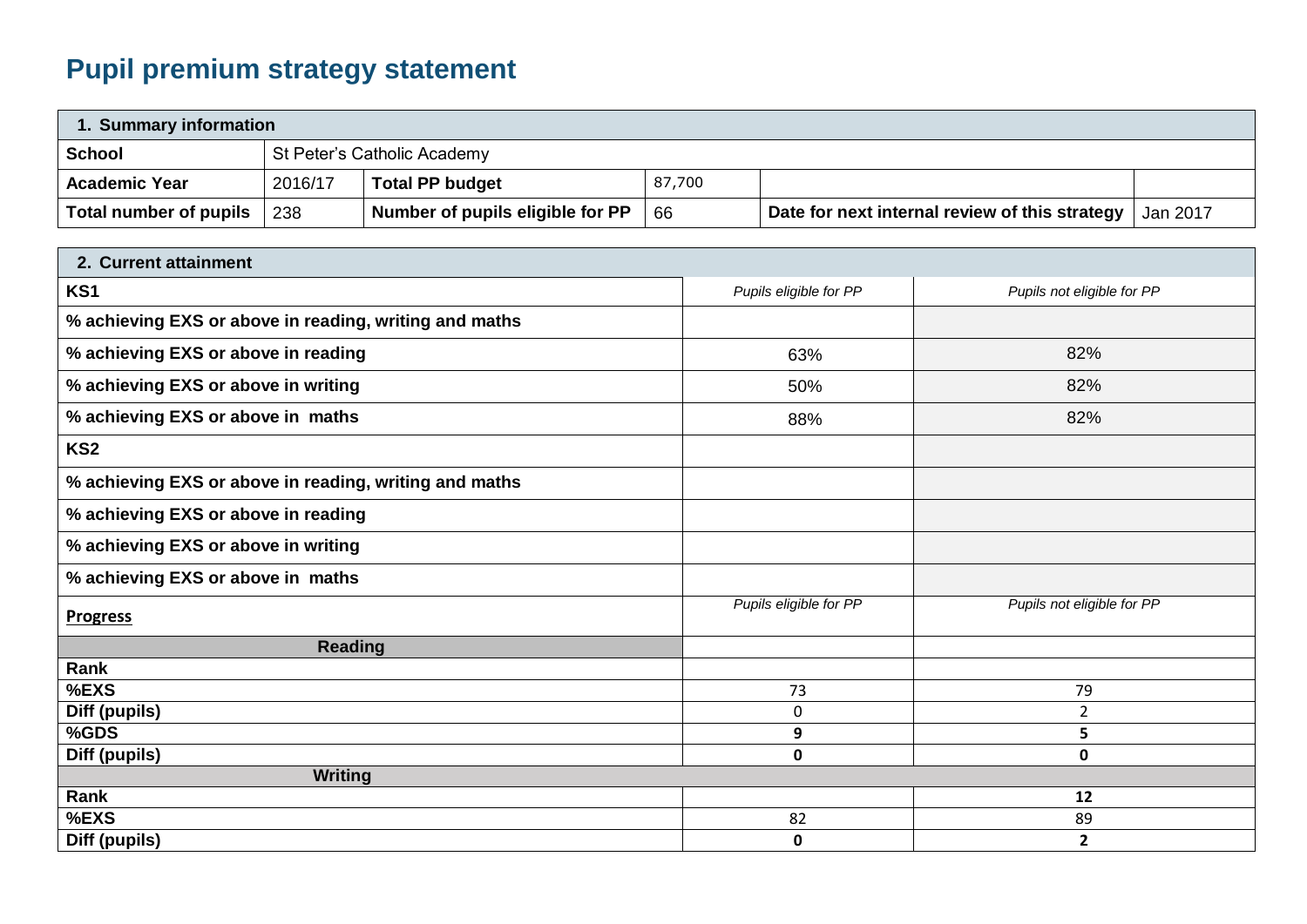# Pupil premium strategy statement

| 1. Summary information | | | | | |
|---|---|---|---|---|---|
| **School** | St Peter's Catholic Academy | | | | |
| **Academic Year** | 2016/17 | **Total PP budget** | 87,700 | | |
| **Total number of pupils** | 238 | **Number of pupils eligible for PP** | 66 | **Date for next internal review of this strategy** | Jan 2017 |

| 2. Current attainment | | |
|---|---|---|
| **KS1** | *Pupils eligible for PP* | *Pupils not eligible for PP* |
| **% achieving EXS or above in reading, writing and maths** | | |
| **% achieving EXS or above in reading** | 63% | 82% |
| **% achieving EXS or above in writing** | 50% | 82% |
| **% achieving EXS or above in maths** | 88% | 82% |
| **KS2** | | |
| **% achieving EXS or above in reading, writing and maths** | | |
| **% achieving EXS or above in reading** | | |
| **% achieving EXS or above in writing** | | |
| **% achieving EXS or above in maths** | | |
| **Progress** | *Pupils eligible for PP* | *Pupils not eligible for PP* |
| **Reading** | | |
| **Rank** | | |
| **%EXS** | 73 | 79 |
| **Diff (pupils)** | 0 | 2 |
| **%GDS** | **9** | **5** |
| **Diff (pupils)** | **0** | **0** |
| **Writing** | | |
| **Rank** | | **12** |
| **%EXS** | 82 | 89 |
| **Diff (pupils)** | **0** | **2** |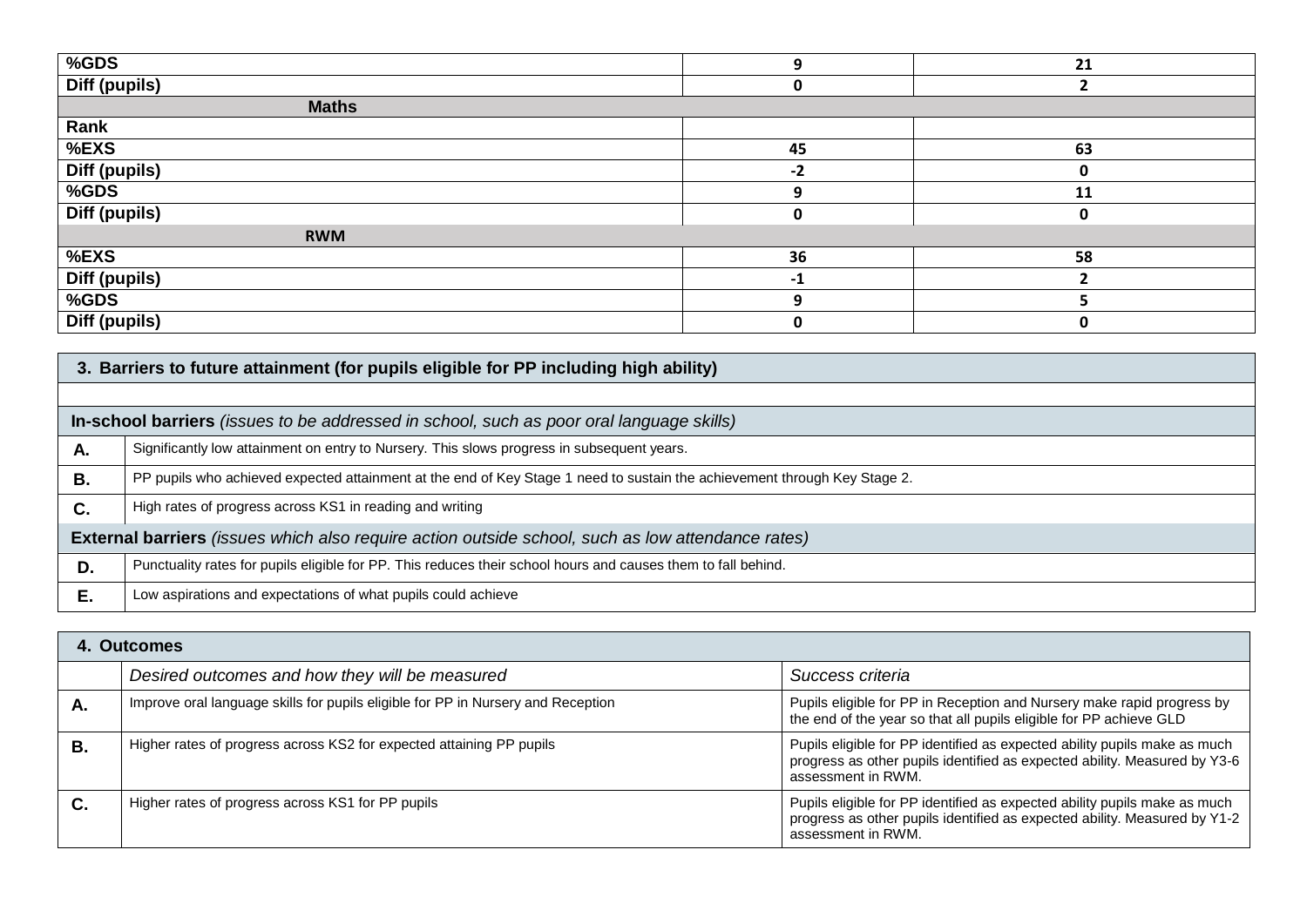| | | |
|---|---|---|
| **%GDS** | 9 | 21 |
| **Diff (pupils)** | 0 | 2 |
| **Maths** | | |
| **Rank** | | |
| **%EXS** | 45 | 63 |
| **Diff (pupils)** | -2 | 0 |
| **%GDS** | 9 | 11 |
| **Diff (pupils)** | 0 | 0 |
| **RWM** | | |
| **%EXS** | 36 | 58 |
| **Diff (pupils)** | -1 | 2 |
| **%GDS** | 9 | 5 |
| **Diff (pupils)** | 0 | 0 |

| **3. Barriers to future attainment (for pupils eligible for PP including high ability)** | |
|---|---|
| **In-school barriers** *(issues to be addressed in school, such as poor oral language skills)* | |
| **A.** | Significantly low attainment on entry to Nursery. This slows progress in subsequent years. |
| **B.** | PP pupils who achieved expected attainment at the end of Key Stage 1 need to sustain the achievement through Key Stage 2. |
| **C.** | High rates of progress across KS1 in reading and writing |
| **External barriers** *(issues which also require action outside school, such as low attendance rates)* | |
| **D.** | Punctuality rates for pupils eligible for PP. This reduces their school hours and causes them to fall behind. |
| **E.** | Low aspirations and expectations of what pupils could achieve |

| **4. Outcomes** | | |
|---|---|---|
| | *Desired outcomes and how they will be measured* | *Success criteria* |
| **A.** | Improve oral language skills for pupils eligible for PP in Nursery and Reception | Pupils eligible for PP in Reception and Nursery make rapid progress by the end of the year so that all pupils eligible for PP achieve GLD |
| **B.** | Higher rates of progress across KS2 for expected attaining PP pupils | Pupils eligible for PP identified as expected ability pupils make as much progress as other pupils identified as expected ability. Measured by Y3-6 assessment in RWM. |
| **C.** | Higher rates of progress across KS1 for PP pupils | Pupils eligible for PP identified as expected ability pupils make as much progress as other pupils identified as expected ability. Measured by Y1-2 assessment in RWM. |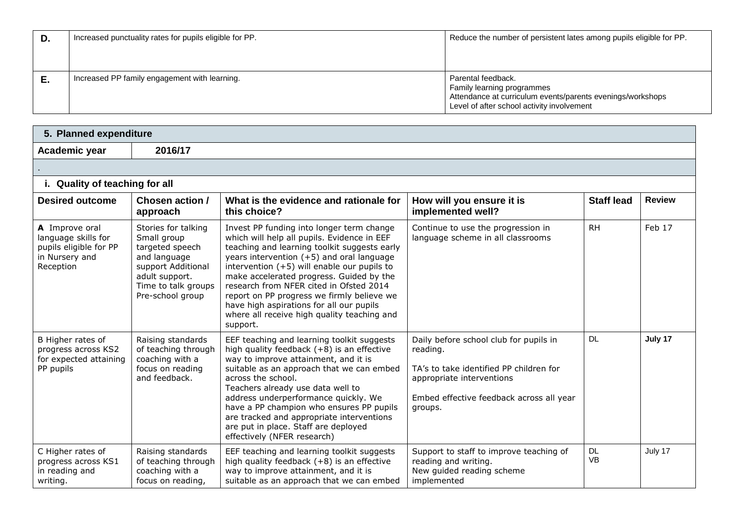| D. | Increased punctuality rates for pupils eligible for PP. | Reduce the number of persistent lates among pupils eligible for PP. |
|---|---|---|
| E. | Increased PP family engagement with learning. | Parental feedback.<br>Family learning programmes<br>Attendance at curriculum events/parents evenings/workshops<br>Level of after school activity involvement |

## 5. Planned expenditure

**Academic year** **2016/17**

.

### i. Quality of teaching for all

| Desired outcome | Chosen action / approach | What is the evidence and rationale for this choice? | How will you ensure it is implemented well? | Staff lead | Review |
|---|---|---|---|---|---|
| **A** Improve oral language skills for pupils eligible for PP in Nursery and Reception | Stories for talking<br>Small group targeted speech and language support Additional adult support.<br>Time to talk groups<br>Pre-school group | Invest PP funding into longer term change which will help all pupils. Evidence in EEF teaching and learning toolkit suggests early years intervention (+5) and oral language intervention (+5) will enable our pupils to make accelerated progress. Guided by the research from NFER cited in Ofsted 2014 report on PP progress we firmly believe we have high aspirations for all our pupils where all receive high quality teaching and support. | Continue to use the progression in language scheme in all classrooms | RH | Feb 17 |
| B Higher rates of progress across KS2 for expected attaining PP pupils | Raising standards of teaching through coaching with a focus on reading and feedback. | EEF teaching and learning toolkit suggests high quality feedback (+8) is an effective way to improve attainment, and it is suitable as an approach that we can embed across the school.<br>Teachers already use data well to address underperformance quickly. We have a PP champion who ensures PP pupils are tracked and appropriate interventions are put in place. Staff are deployed effectively (NFER research) | Daily before school club for pupils in reading.<br><br>TA's to take identified PP children for appropriate interventions<br><br>Embed effective feedback across all year groups. | DL | **July 17** |
| C Higher rates of progress across KS1 in reading and writing. | Raising standards of teaching through coaching with a focus on reading, | EEF teaching and learning toolkit suggests high quality feedback (+8) is an effective way to improve attainment, and it is suitable as an approach that we can embed | Support to staff to improve teaching of reading and writing.<br>New guided reading scheme implemented | DL<br>VB | July 17 |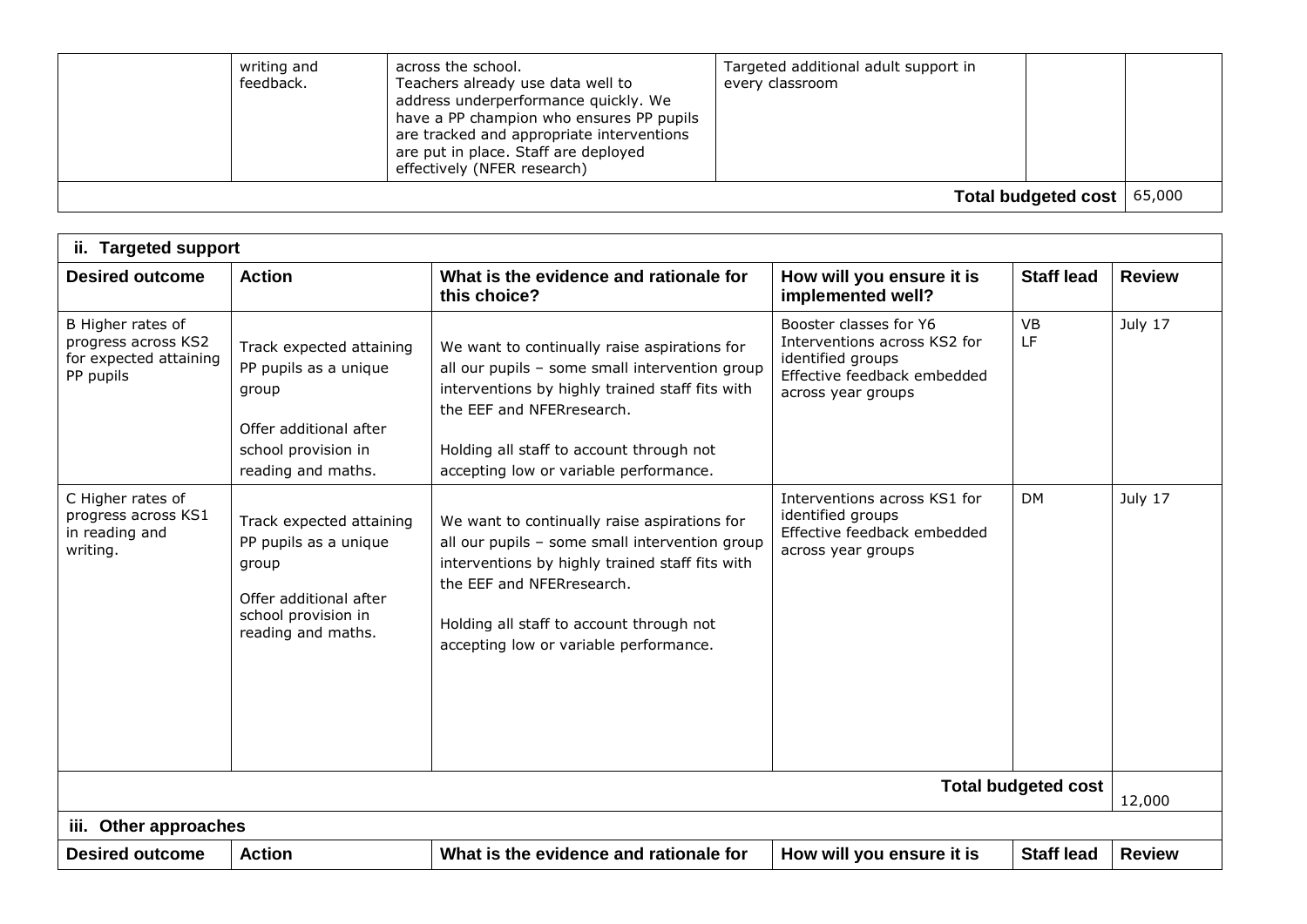|  | writing and feedback. | across the school. Teachers already use data well to address underperformance quickly. We have a PP champion who ensures PP pupils are tracked and appropriate interventions are put in place. Staff are deployed effectively (NFER research) | Targeted additional adult support in every classroom |  |  |
|---|---|---|---|---|---|
| **Total budgeted cost** | | | | | 65,000 |

| **ii. Targeted support** | | | | | |
|---|---|---|---|---|---|
| **Desired outcome** | **Action** | **What is the evidence and rationale for this choice?** | **How will you ensure it is implemented well?** | **Staff lead** | **Review** |
| B Higher rates of progress across KS2 for expected attaining PP pupils | Track expected attaining PP pupils as a unique group<br><br>Offer additional after school provision in reading and maths. | We want to continually raise aspirations for all our pupils – some small intervention group interventions by highly trained staff fits with the EEF and NFERresearch.<br><br>Holding all staff to account through not accepting low or variable performance. | Booster classes for Y6<br>Interventions across KS2 for identified groups<br>Effective feedback embedded across year groups | VB<br>LF | July 17 |
| C Higher rates of progress across KS1 in reading and writing. | Track expected attaining PP pupils as a unique group<br><br>Offer additional after school provision in reading and maths. | We want to continually raise aspirations for all our pupils – some small intervention group interventions by highly trained staff fits with the EEF and NFERresearch.<br><br>Holding all staff to account through not accepting low or variable performance. | Interventions across KS1 for identified groups<br>Effective feedback embedded across year groups | DM | July 17 |
| **Total budgeted cost** | | | | | 12,000 |

| **iii. Other approaches** | | | | | |
|---|---|---|---|---|---|
| **Desired outcome** | **Action** | **What is the evidence and rationale for** | **How will you ensure it is** | **Staff lead** | **Review** |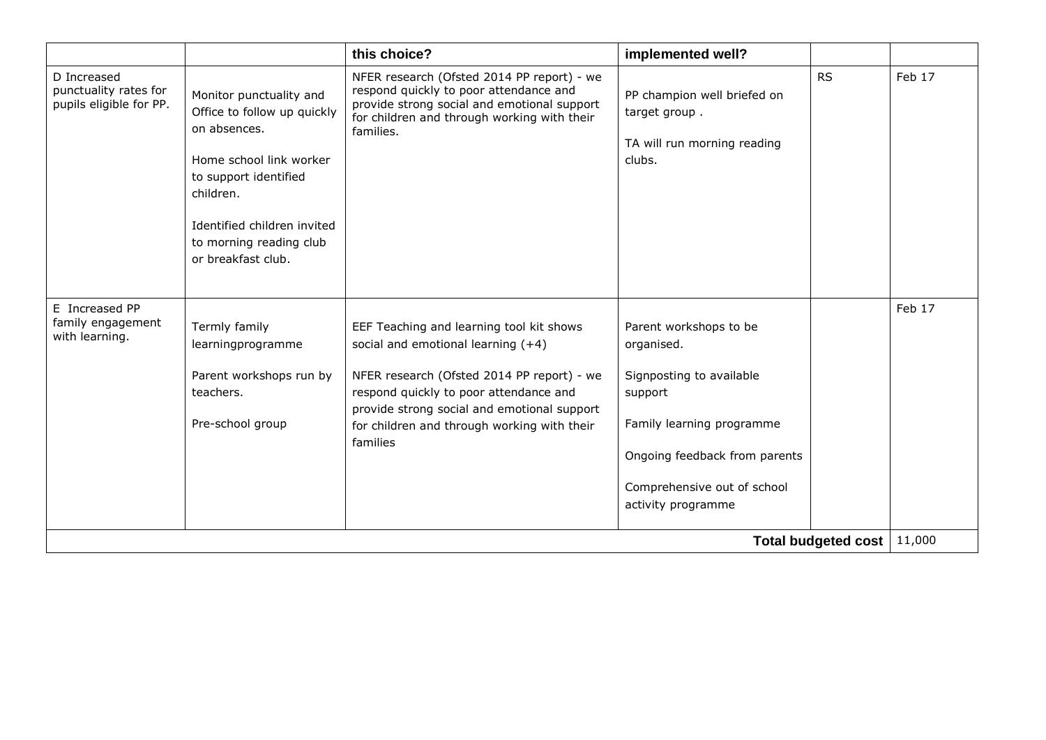| | | this choice? | implemented well? | | |
|---|---|---|---|---|---|
| D Increased punctuality rates for pupils eligible for PP. | Monitor punctuality and Office to follow up quickly on absences.<br><br>Home school link worker to support identified children.<br><br>Identified children invited to morning reading club or breakfast club. | NFER research (Ofsted 2014 PP report) - we respond quickly to poor attendance and provide strong social and emotional support for children and through working with their families. | PP champion well briefed on target group .<br><br>TA will run morning reading clubs. | RS | Feb 17 |
| E Increased PP family engagement with learning. | Termly family learningprogramme<br><br>Parent workshops run by teachers.<br><br>Pre-school group | EEF Teaching and learning tool kit shows social and emotional learning (+4)<br><br>NFER research (Ofsted 2014 PP report) - we respond quickly to poor attendance and provide strong social and emotional support for children and through working with their families | Parent workshops to be organised.<br><br>Signposting to available support<br><br>Family learning programme<br><br>Ongoing feedback from parents<br><br>Comprehensive out of school activity programme | | Feb 17 |
| | | | | **Total budgeted cost** | 11,000 |